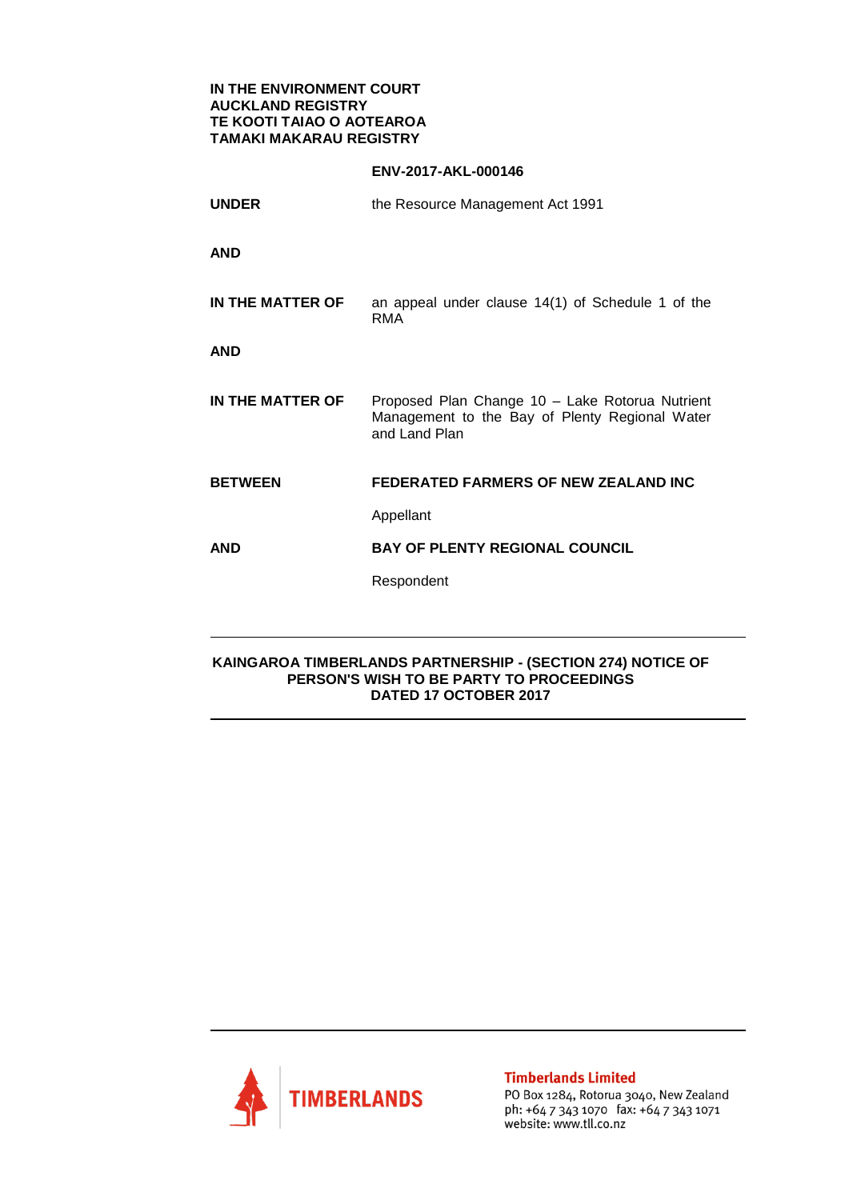**IN THE ENVIRONMENT COURT**
**AUCKLAND REGISTRY**
**TE KOOTI TAIAO O AOTEAROA**
**TAMAKI MAKARAU REGISTRY**

**ENV-2017-AKL-000146**

| | |
|---|---|
| **UNDER** | the Resource Management Act 1991 |
| **AND** | |
| **IN THE MATTER OF** | an appeal under clause 14(1) of Schedule 1 of the RMA |
| **AND** | |
| **IN THE MATTER OF** | Proposed Plan Change 10 – Lake Rotorua Nutrient Management to the Bay of Plenty Regional Water and Land Plan |
| **BETWEEN** | **FEDERATED FARMERS OF NEW ZEALAND INC** |
| | Appellant |
| **AND** | **BAY OF PLENTY REGIONAL COUNCIL** |
| | Respondent |

---

**KAINGAROA TIMBERLANDS PARTNERSHIP - (SECTION 274) NOTICE OF PERSON'S WISH TO BE PARTY TO PROCEEDINGS**
**DATED 17 OCTOBER 2017**

---

TIMBERLANDS

**Timberlands Limited**
PO Box 1284, Rotorua 3040, New Zealand
ph: +64 7 343 1070 fax: +64 7 343 1071
website: www.tll.co.nz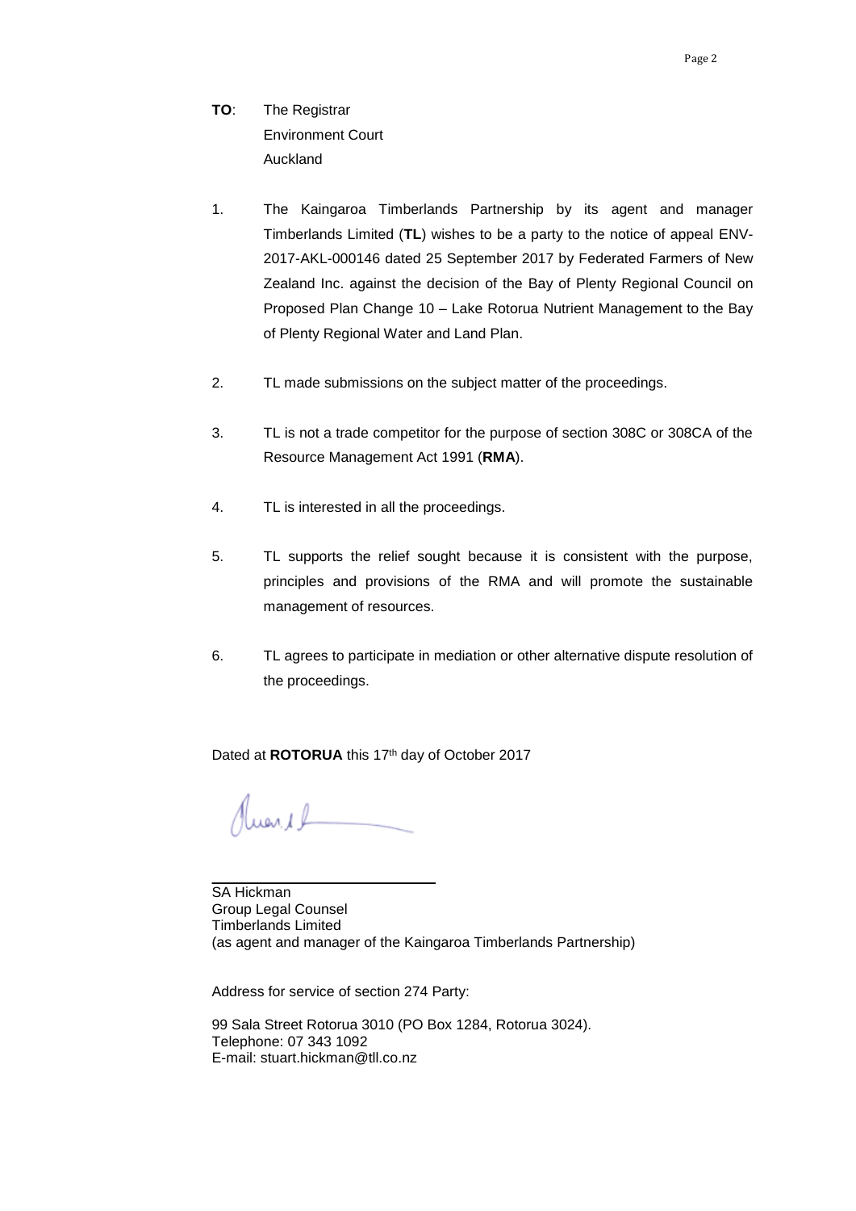**TO**: The Registrar
Environment Court
Auckland

1. The Kaingaroa Timberlands Partnership by its agent and manager Timberlands Limited (**TL**) wishes to be a party to the notice of appeal ENV-2017-AKL-000146 dated 25 September 2017 by Federated Farmers of New Zealand Inc. against the decision of the Bay of Plenty Regional Council on Proposed Plan Change 10 – Lake Rotorua Nutrient Management to the Bay of Plenty Regional Water and Land Plan.

2. TL made submissions on the subject matter of the proceedings.

3. TL is not a trade competitor for the purpose of section 308C or 308CA of the Resource Management Act 1991 (**RMA**).

4. TL is interested in all the proceedings.

5. TL supports the relief sought because it is consistent with the purpose, principles and provisions of the RMA and will promote the sustainable management of resources.

6. TL agrees to participate in mediation or other alternative dispute resolution of the proceedings.

Dated at **ROTORUA** this 17th day of October 2017

SA Hickman
Group Legal Counsel
Timberlands Limited
(as agent and manager of the Kaingaroa Timberlands Partnership)

Address for service of section 274 Party:

99 Sala Street Rotorua 3010 (PO Box 1284, Rotorua 3024).
Telephone: 07 343 1092
E-mail: stuart.hickman@tll.co.nz